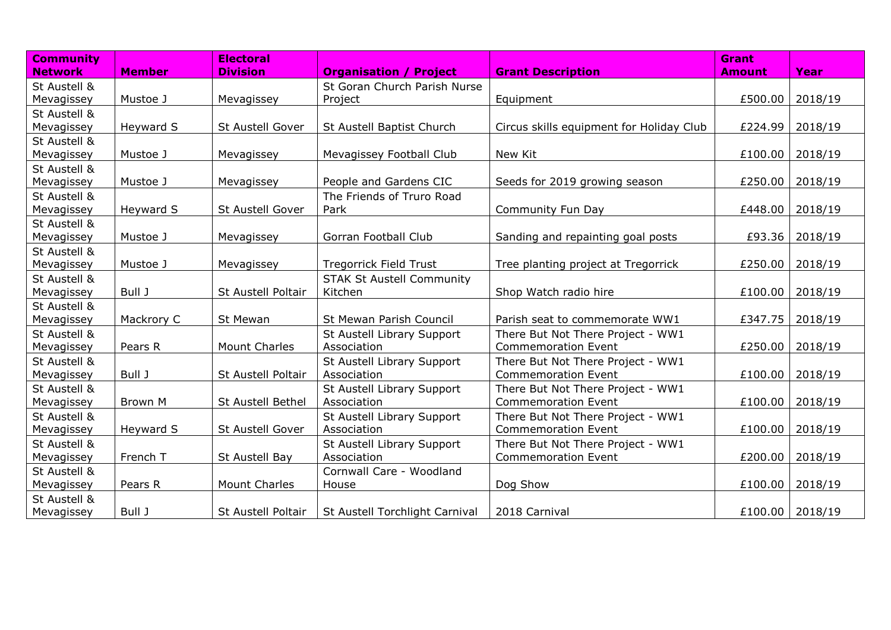| Community Network | Member | Electoral Division | Organisation / Project | Grant Description | Grant Amount | Year |
|---|---|---|---|---|---|---|
| St Austell & Mevagissey | Mustoe J | Mevagissey | St Goran Church Parish Nurse Project | Equipment | £500.00 | 2018/19 |
| St Austell & Mevagissey | Heyward S | St Austell Gover | St Austell Baptist Church | Circus skills equipment for Holiday Club | £224.99 | 2018/19 |
| St Austell & Mevagissey | Mustoe J | Mevagissey | Mevagissey Football Club | New Kit | £100.00 | 2018/19 |
| St Austell & Mevagissey | Mustoe J | Mevagissey | People and Gardens CIC | Seeds for 2019 growing season | £250.00 | 2018/19 |
| St Austell & Mevagissey | Heyward S | St Austell Gover | The Friends of Truro Road Park | Community Fun Day | £448.00 | 2018/19 |
| St Austell & Mevagissey | Mustoe J | Mevagissey | Gorran Football Club | Sanding and repainting goal posts | £93.36 | 2018/19 |
| St Austell & Mevagissey | Mustoe J | Mevagissey | Tregorrick Field Trust | Tree planting project at Tregorrick | £250.00 | 2018/19 |
| St Austell & Mevagissey | Bull J | St Austell Poltair | STAK St Austell Community Kitchen | Shop Watch radio hire | £100.00 | 2018/19 |
| St Austell & Mevagissey | Mackrory C | St Mewan | St Mewan Parish Council | Parish seat to commemorate WW1 | £347.75 | 2018/19 |
| St Austell & Mevagissey | Pears R | Mount Charles | St Austell Library Support Association | There But Not There Project - WW1 Commemoration Event | £250.00 | 2018/19 |
| St Austell & Mevagissey | Bull J | St Austell Poltair | St Austell Library Support Association | There But Not There Project - WW1 Commemoration Event | £100.00 | 2018/19 |
| St Austell & Mevagissey | Brown M | St Austell Bethel | St Austell Library Support Association | There But Not There Project - WW1 Commemoration Event | £100.00 | 2018/19 |
| St Austell & Mevagissey | Heyward S | St Austell Gover | St Austell Library Support Association | There But Not There Project - WW1 Commemoration Event | £100.00 | 2018/19 |
| St Austell & Mevagissey | French T | St Austell Bay | St Austell Library Support Association | There But Not There Project - WW1 Commemoration Event | £200.00 | 2018/19 |
| St Austell & Mevagissey | Pears R | Mount Charles | Cornwall Care - Woodland House | Dog Show | £100.00 | 2018/19 |
| St Austell & Mevagissey | Bull J | St Austell Poltair | St Austell Torchlight Carnival | 2018 Carnival | £100.00 | 2018/19 |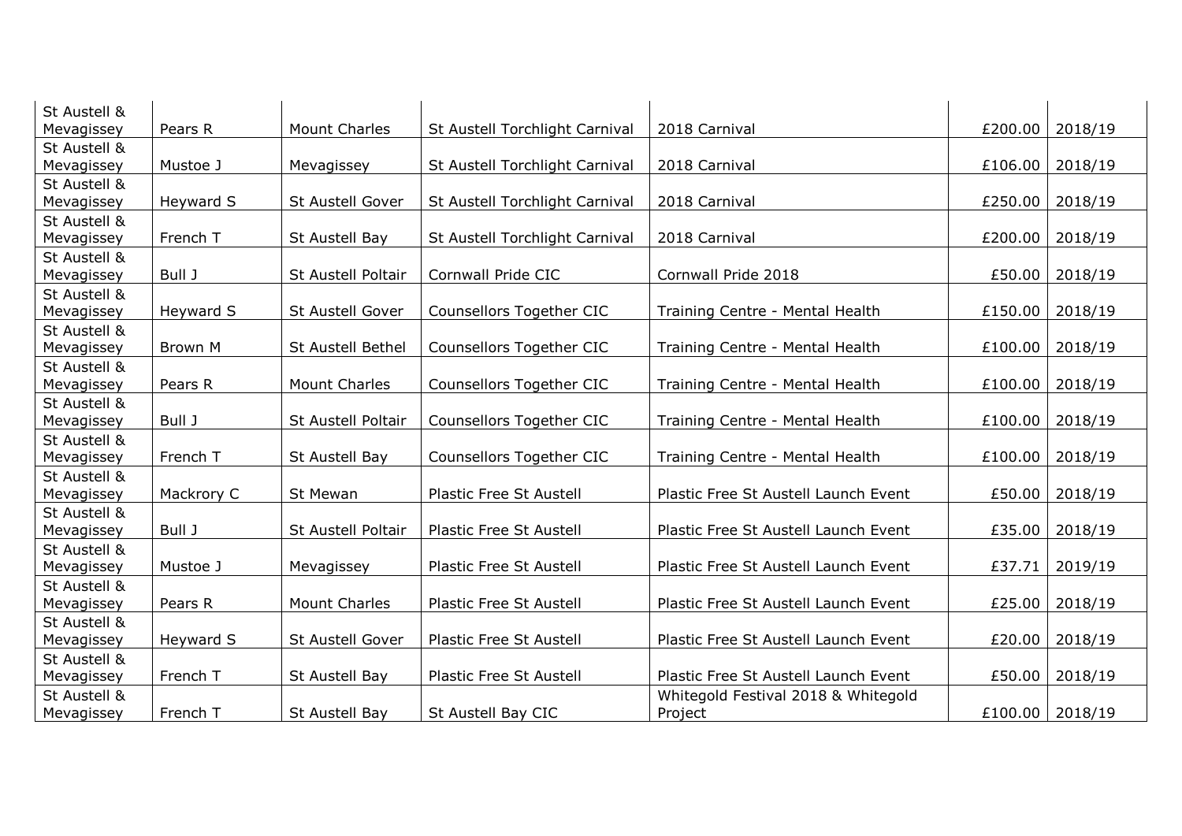| | | | | | | |
|---|---|---|---|---|---|---|
| St Austell & Mevagissey | Pears R | Mount Charles | St Austell Torchlight Carnival | 2018 Carnival | £200.00 | 2018/19 |
| St Austell & Mevagissey | Mustoe J | Mevagissey | St Austell Torchlight Carnival | 2018 Carnival | £106.00 | 2018/19 |
| St Austell & Mevagissey | Heyward S | St Austell Gover | St Austell Torchlight Carnival | 2018 Carnival | £250.00 | 2018/19 |
| St Austell & Mevagissey | French T | St Austell Bay | St Austell Torchlight Carnival | 2018 Carnival | £200.00 | 2018/19 |
| St Austell & Mevagissey | Bull J | St Austell Poltair | Cornwall Pride CIC | Cornwall Pride 2018 | £50.00 | 2018/19 |
| St Austell & Mevagissey | Heyward S | St Austell Gover | Counsellors Together CIC | Training Centre - Mental Health | £150.00 | 2018/19 |
| St Austell & Mevagissey | Brown M | St Austell Bethel | Counsellors Together CIC | Training Centre - Mental Health | £100.00 | 2018/19 |
| St Austell & Mevagissey | Pears R | Mount Charles | Counsellors Together CIC | Training Centre - Mental Health | £100.00 | 2018/19 |
| St Austell & Mevagissey | Bull J | St Austell Poltair | Counsellors Together CIC | Training Centre - Mental Health | £100.00 | 2018/19 |
| St Austell & Mevagissey | French T | St Austell Bay | Counsellors Together CIC | Training Centre - Mental Health | £100.00 | 2018/19 |
| St Austell & Mevagissey | Mackrory C | St Mewan | Plastic Free St Austell | Plastic Free St Austell Launch Event | £50.00 | 2018/19 |
| St Austell & Mevagissey | Bull J | St Austell Poltair | Plastic Free St Austell | Plastic Free St Austell Launch Event | £35.00 | 2018/19 |
| St Austell & Mevagissey | Mustoe J | Mevagissey | Plastic Free St Austell | Plastic Free St Austell Launch Event | £37.71 | 2019/19 |
| St Austell & Mevagissey | Pears R | Mount Charles | Plastic Free St Austell | Plastic Free St Austell Launch Event | £25.00 | 2018/19 |
| St Austell & Mevagissey | Heyward S | St Austell Gover | Plastic Free St Austell | Plastic Free St Austell Launch Event | £20.00 | 2018/19 |
| St Austell & Mevagissey | French T | St Austell Bay | Plastic Free St Austell | Plastic Free St Austell Launch Event | £50.00 | 2018/19 |
| St Austell & Mevagissey | French T | St Austell Bay | St Austell Bay CIC | Whitegold Festival 2018 & Whitegold Project | £100.00 | 2018/19 |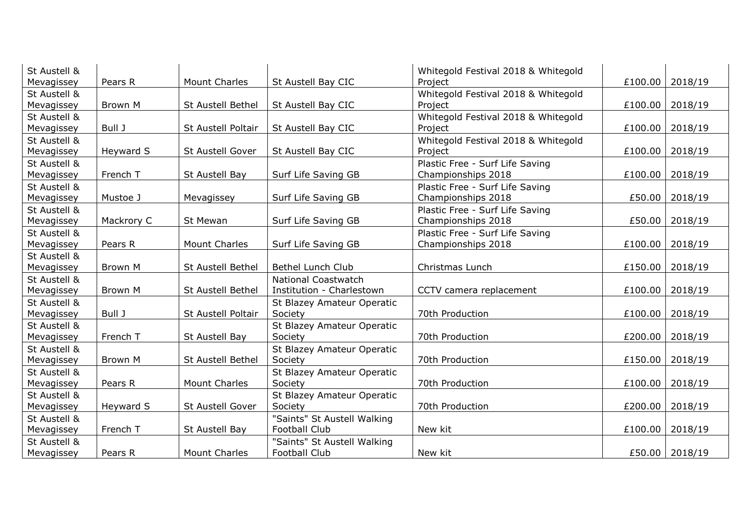| | | | | | | |
|---|---|---|---|---|---|---|
| St Austell & Mevagissey | Pears R | Mount Charles | St Austell Bay CIC | Whitegold Festival 2018 & Whitegold Project | £100.00 | 2018/19 |
| St Austell & Mevagissey | Brown M | St Austell Bethel | St Austell Bay CIC | Whitegold Festival 2018 & Whitegold Project | £100.00 | 2018/19 |
| St Austell & Mevagissey | Bull J | St Austell Poltair | St Austell Bay CIC | Whitegold Festival 2018 & Whitegold Project | £100.00 | 2018/19 |
| St Austell & Mevagissey | Heyward S | St Austell Gover | St Austell Bay CIC | Whitegold Festival 2018 & Whitegold Project | £100.00 | 2018/19 |
| St Austell & Mevagissey | French T | St Austell Bay | Surf Life Saving GB | Plastic Free - Surf Life Saving Championships 2018 | £100.00 | 2018/19 |
| St Austell & Mevagissey | Mustoe J | Mevagissey | Surf Life Saving GB | Plastic Free - Surf Life Saving Championships 2018 | £50.00 | 2018/19 |
| St Austell & Mevagissey | Mackrory C | St Mewan | Surf Life Saving GB | Plastic Free - Surf Life Saving Championships 2018 | £50.00 | 2018/19 |
| St Austell & Mevagissey | Pears R | Mount Charles | Surf Life Saving GB | Plastic Free - Surf Life Saving Championships 2018 | £100.00 | 2018/19 |
| St Austell & Mevagissey | Brown M | St Austell Bethel | Bethel Lunch Club | Christmas Lunch | £150.00 | 2018/19 |
| St Austell & Mevagissey | Brown M | St Austell Bethel | National Coastwatch Institution - Charlestown | CCTV camera replacement | £100.00 | 2018/19 |
| St Austell & Mevagissey | Bull J | St Austell Poltair | St Blazey Amateur Operatic Society | 70th Production | £100.00 | 2018/19 |
| St Austell & Mevagissey | French T | St Austell Bay | St Blazey Amateur Operatic Society | 70th Production | £200.00 | 2018/19 |
| St Austell & Mevagissey | Brown M | St Austell Bethel | St Blazey Amateur Operatic Society | 70th Production | £150.00 | 2018/19 |
| St Austell & Mevagissey | Pears R | Mount Charles | St Blazey Amateur Operatic Society | 70th Production | £100.00 | 2018/19 |
| St Austell & Mevagissey | Heyward S | St Austell Gover | St Blazey Amateur Operatic Society | 70th Production | £200.00 | 2018/19 |
| St Austell & Mevagissey | French T | St Austell Bay | "Saints" St Austell Walking Football Club | New kit | £100.00 | 2018/19 |
| St Austell & Mevagissey | Pears R | Mount Charles | "Saints" St Austell Walking Football Club | New kit | £50.00 | 2018/19 |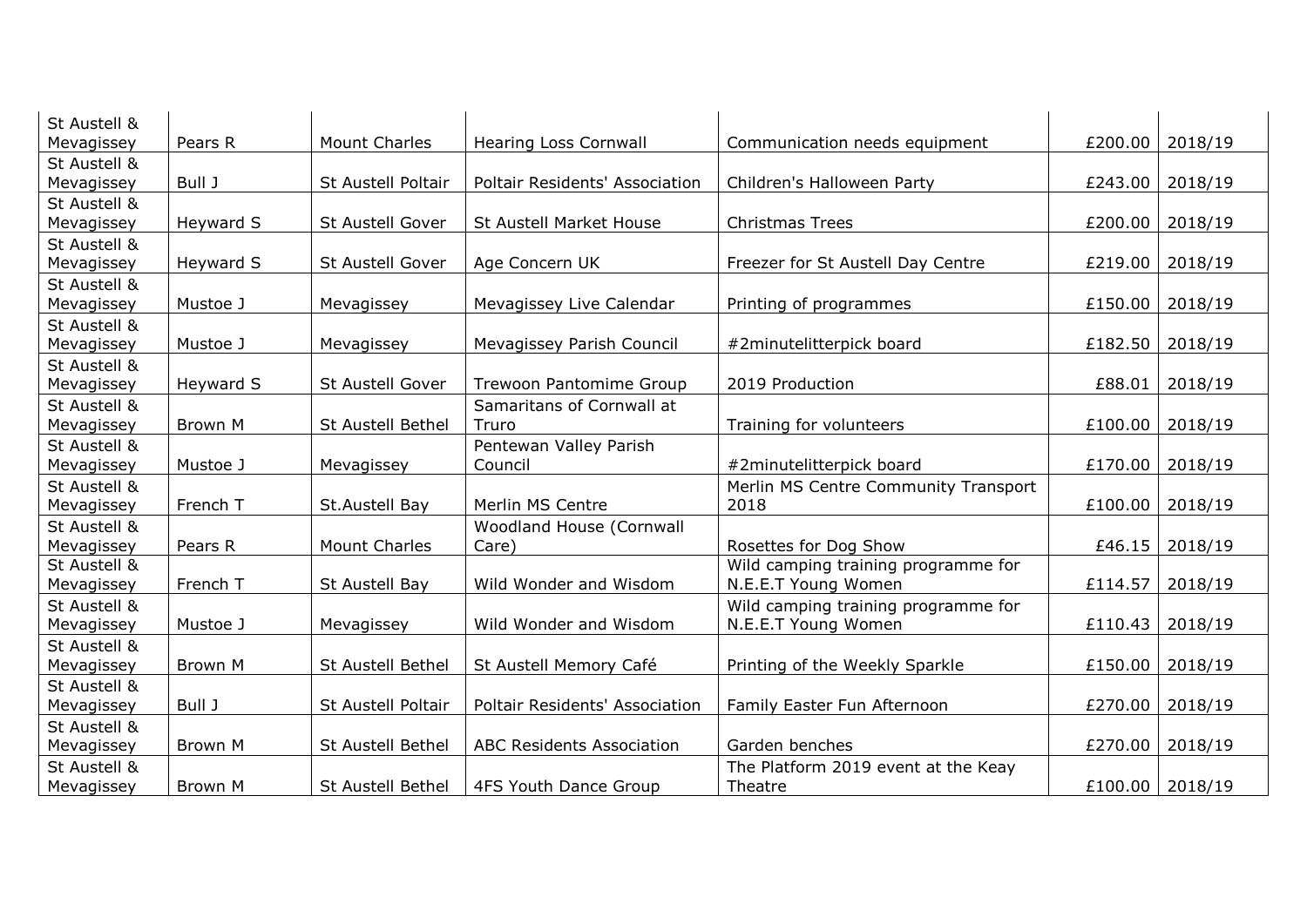| St Austell & Mevagissey | Pears R | Mount Charles | Hearing Loss Cornwall | Communication needs equipment | £200.00 | 2018/19 |
|---|---|---|---|---|---|---|
| St Austell & Mevagissey | Bull J | St Austell Poltair | Poltair Residents' Association | Children's Halloween Party | £243.00 | 2018/19 |
| St Austell & Mevagissey | Heyward S | St Austell Gover | St Austell Market House | Christmas Trees | £200.00 | 2018/19 |
| St Austell & Mevagissey | Heyward S | St Austell Gover | Age Concern UK | Freezer for St Austell Day Centre | £219.00 | 2018/19 |
| St Austell & Mevagissey | Mustoe J | Mevagissey | Mevagissey Live Calendar | Printing of programmes | £150.00 | 2018/19 |
| St Austell & Mevagissey | Mustoe J | Mevagissey | Mevagissey Parish Council | #2minutelitterpick board | £182.50 | 2018/19 |
| St Austell & Mevagissey | Heyward S | St Austell Gover | Trewoon Pantomime Group | 2019 Production | £88.01 | 2018/19 |
| St Austell & Mevagissey | Brown M | St Austell Bethel | Samaritans of Cornwall at Truro | Training for volunteers | £100.00 | 2018/19 |
| St Austell & Mevagissey | Mustoe J | Mevagissey | Pentewan Valley Parish Council | #2minutelitterpick board | £170.00 | 2018/19 |
| St Austell & Mevagissey | French T | St.Austell Bay | Merlin MS Centre | Merlin MS Centre Community Transport 2018 | £100.00 | 2018/19 |
| St Austell & Mevagissey | Pears R | Mount Charles | Woodland House (Cornwall Care) | Rosettes for Dog Show | £46.15 | 2018/19 |
| St Austell & Mevagissey | French T | St Austell Bay | Wild Wonder and Wisdom | Wild camping training programme for N.E.E.T Young Women | £114.57 | 2018/19 |
| St Austell & Mevagissey | Mustoe J | Mevagissey | Wild Wonder and Wisdom | Wild camping training programme for N.E.E.T Young Women | £110.43 | 2018/19 |
| St Austell & Mevagissey | Brown M | St Austell Bethel | St Austell Memory Café | Printing of the Weekly Sparkle | £150.00 | 2018/19 |
| St Austell & Mevagissey | Bull J | St Austell Poltair | Poltair Residents' Association | Family Easter Fun Afternoon | £270.00 | 2018/19 |
| St Austell & Mevagissey | Brown M | St Austell Bethel | ABC Residents Association | Garden benches | £270.00 | 2018/19 |
| St Austell & Mevagissey | Brown M | St Austell Bethel | 4FS Youth Dance Group | The Platform 2019 event at the Keay Theatre | £100.00 | 2018/19 |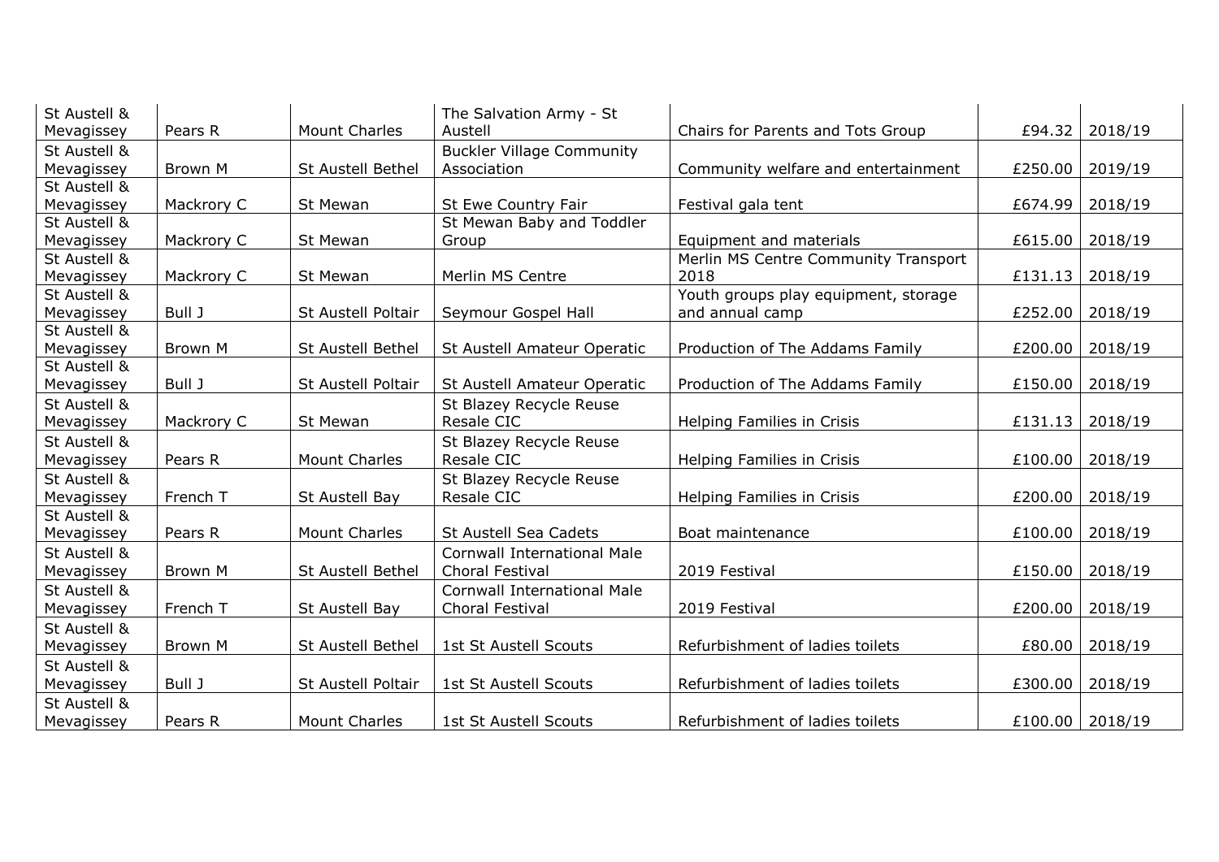| St Austell & Mevagissey | Pears R | Mount Charles | The Salvation Army - St Austell | Chairs for Parents and Tots Group | £94.32 | 2018/19 |
|---|---|---|---|---|---|---|
| St Austell & Mevagissey | Brown M | St Austell Bethel | Buckler Village Community Association | Community welfare and entertainment | £250.00 | 2019/19 |
| St Austell & Mevagissey | Mackrory C | St Mewan | St Ewe Country Fair | Festival gala tent | £674.99 | 2018/19 |
| St Austell & Mevagissey | Mackrory C | St Mewan | St Mewan Baby and Toddler Group | Equipment and materials | £615.00 | 2018/19 |
| St Austell & Mevagissey | Mackrory C | St Mewan | Merlin MS Centre | Merlin MS Centre Community Transport 2018 | £131.13 | 2018/19 |
| St Austell & Mevagissey | Bull J | St Austell Poltair | Seymour Gospel Hall | Youth groups play equipment, storage and annual camp | £252.00 | 2018/19 |
| St Austell & Mevagissey | Brown M | St Austell Bethel | St Austell Amateur Operatic | Production of The Addams Family | £200.00 | 2018/19 |
| St Austell & Mevagissey | Bull J | St Austell Poltair | St Austell Amateur Operatic | Production of The Addams Family | £150.00 | 2018/19 |
| St Austell & Mevagissey | Mackrory C | St Mewan | St Blazey Recycle Reuse Resale CIC | Helping Families in Crisis | £131.13 | 2018/19 |
| St Austell & Mevagissey | Pears R | Mount Charles | St Blazey Recycle Reuse Resale CIC | Helping Families in Crisis | £100.00 | 2018/19 |
| St Austell & Mevagissey | French T | St Austell Bay | St Blazey Recycle Reuse Resale CIC | Helping Families in Crisis | £200.00 | 2018/19 |
| St Austell & Mevagissey | Pears R | Mount Charles | St Austell Sea Cadets | Boat maintenance | £100.00 | 2018/19 |
| St Austell & Mevagissey | Brown M | St Austell Bethel | Cornwall International Male Choral Festival | 2019 Festival | £150.00 | 2018/19 |
| St Austell & Mevagissey | French T | St Austell Bay | Cornwall International Male Choral Festival | 2019 Festival | £200.00 | 2018/19 |
| St Austell & Mevagissey | Brown M | St Austell Bethel | 1st St Austell Scouts | Refurbishment of ladies toilets | £80.00 | 2018/19 |
| St Austell & Mevagissey | Bull J | St Austell Poltair | 1st St Austell Scouts | Refurbishment of ladies toilets | £300.00 | 2018/19 |
| St Austell & Mevagissey | Pears R | Mount Charles | 1st St Austell Scouts | Refurbishment of ladies toilets | £100.00 | 2018/19 |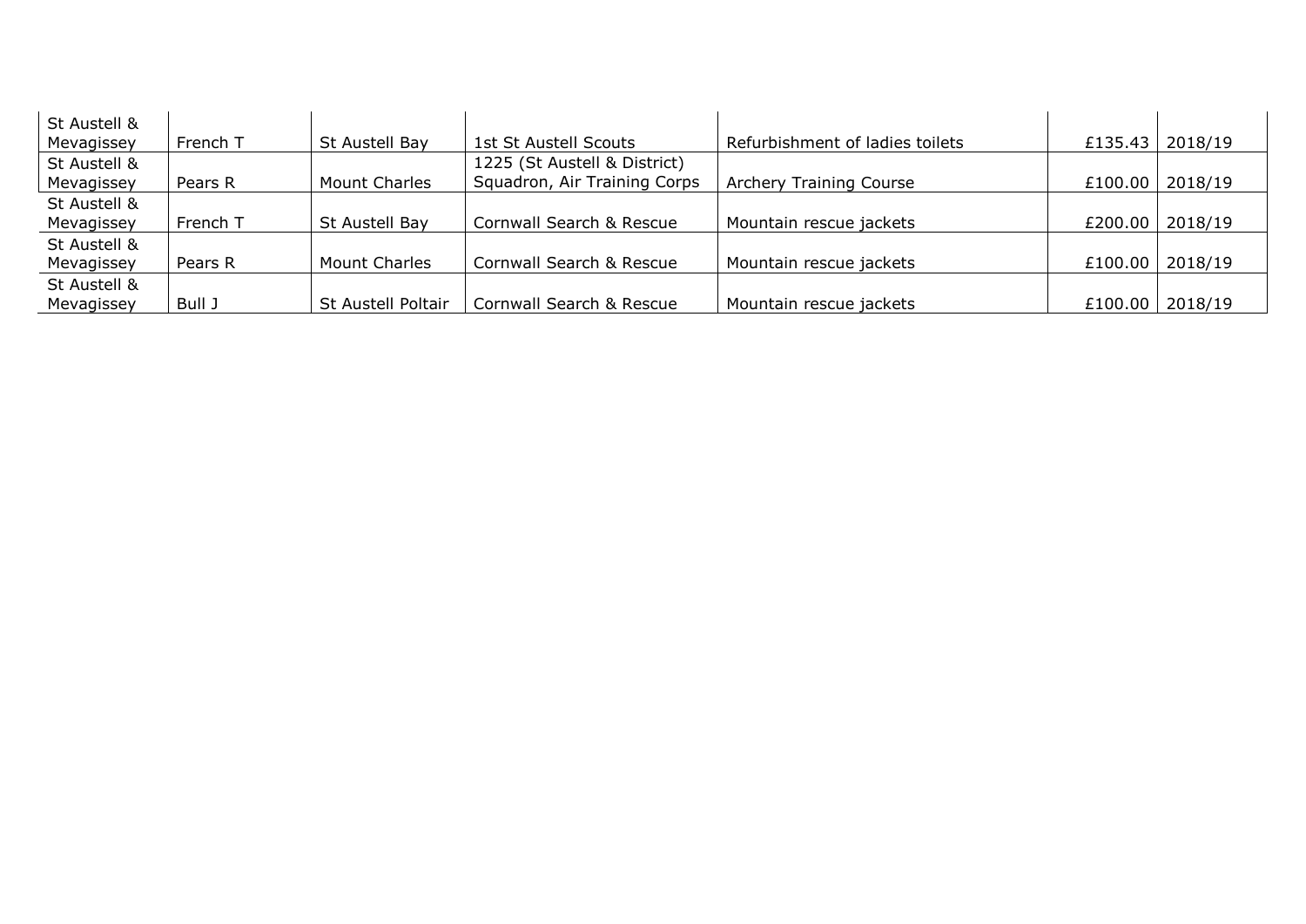| | | | | | | |
|---|---|---|---|---|---|---|
| St Austell & Mevagissey | French T | St Austell Bay | 1st St Austell Scouts | Refurbishment of ladies toilets | £135.43 | 2018/19 |
| St Austell & Mevagissey | Pears R | Mount Charles | 1225 (St Austell & District) Squadron, Air Training Corps | Archery Training Course | £100.00 | 2018/19 |
| St Austell & Mevagissey | French T | St Austell Bay | Cornwall Search & Rescue | Mountain rescue jackets | £200.00 | 2018/19 |
| St Austell & Mevagissey | Pears R | Mount Charles | Cornwall Search & Rescue | Mountain rescue jackets | £100.00 | 2018/19 |
| St Austell & Mevagissey | Bull J | St Austell Poltair | Cornwall Search & Rescue | Mountain rescue jackets | £100.00 | 2018/19 |